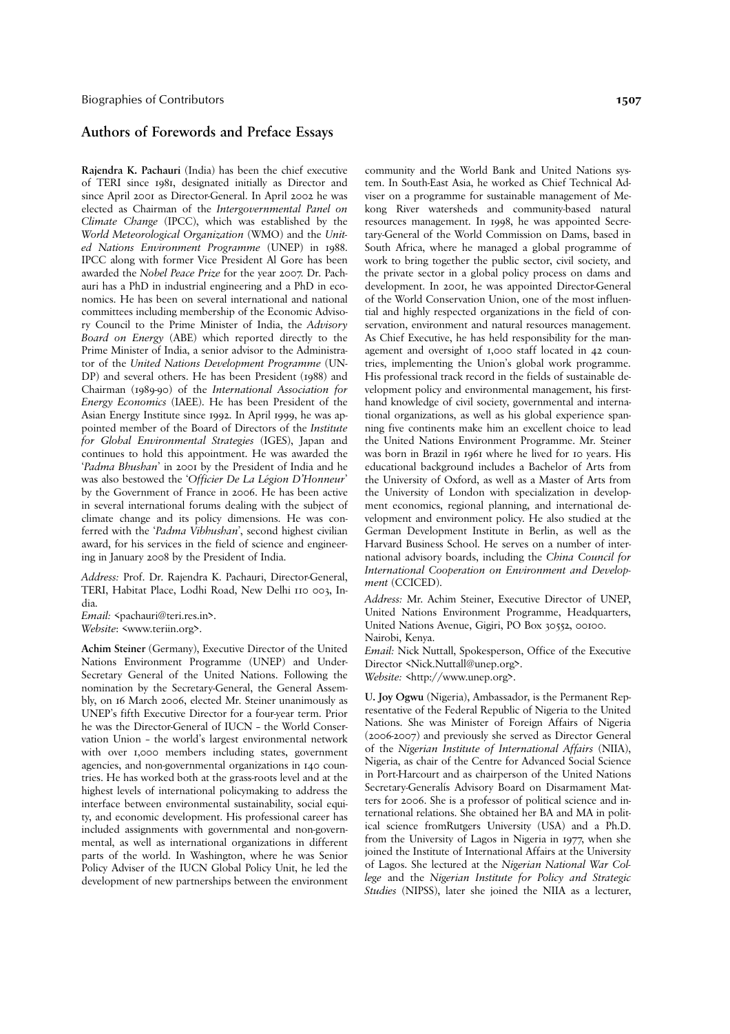## Authors of Forewords and Preface Essays

**Rajendra K. Pachauri** (India) has been the chief executive of TERI since 1981, designated initially as Director and since April 2001 as Director-General. In April 2002 he was elected as Chairman of the *Intergovernmental Panel on Climate Change* (IPCC), which was established by the *World Meteorological Organization* (WMO) and the *United Nations Environment Programme* (UNEP) in 1988. IPCC along with former Vice President Al Gore has been awarded the *Nobel Peace Prize* for the year 2007. Dr. Pachauri has a PhD in industrial engineering and a PhD in economics. He has been on several international and national committees including membership of the Economic Advisory Council to the Prime Minister of India, the *Advisory Board on Energy* (ABE) which reported directly to the Prime Minister of India, a senior advisor to the Administrator of the *United Nations Development Programme* (UNDP) and several others. He has been President (1988) and Chairman (1989-90) of the *International Association for Energy Economics* (IAEE). He has been President of the Asian Energy Institute since 1992. In April 1999, he was appointed member of the Board of Directors of the *Institute for Global Environmental Strategies* (IGES), Japan and continues to hold this appointment. He was awarded the '*Padma Bhushan*' in 2001 by the President of India and he was also bestowed the '*Officier De La Légion D'Honneur*' by the Government of France in 2006. He has been active in several international forums dealing with the subject of climate change and its policy dimensions. He was conferred with the '*Padma Vibhushan*', second highest civilian award, for his services in the field of science and engineering in January 2008 by the President of India.

*Address:* Prof. Dr. Rajendra K. Pachauri, Director-General, TERI, Habitat Place, Lodhi Road, New Delhi 110 003, India.
*Email:* <pachauri@teri.res.in>.
*Website*: <www.teriin.org>.

**Achim Steiner** (Germany), Executive Director of the United Nations Environment Programme (UNEP) and Under-Secretary General of the United Nations. Following the nomination by the Secretary-General, the General Assembly, on 16 March 2006, elected Mr. Steiner unanimously as UNEP's fifth Executive Director for a four-year term. Prior he was the Director-General of IUCN – the World Conservation Union – the world's largest environmental network with over 1,000 members including states, government agencies, and non-governmental organizations in 140 countries. He has worked both at the grass-roots level and at the highest levels of international policymaking to address the interface between environmental sustainability, social equity, and economic development. His professional career has included assignments with governmental and non-governmental, as well as international organizations in different parts of the world. In Washington, where he was Senior Policy Adviser of the IUCN Global Policy Unit, he led the development of new partnerships between the environment community and the World Bank and United Nations system. In South-East Asia, he worked as Chief Technical Adviser on a programme for sustainable management of Mekong River watersheds and community-based natural resources management. In 1998, he was appointed Secretary-General of the World Commission on Dams, based in South Africa, where he managed a global programme of work to bring together the public sector, civil society, and the private sector in a global policy process on dams and development. In 2001, he was appointed Director-General of the World Conservation Union, one of the most influential and highly respected organizations in the field of conservation, environment and natural resources management. As Chief Executive, he has held responsibility for the management and oversight of 1,000 staff located in 42 countries, implementing the Union's global work programme. His professional track record in the fields of sustainable development policy and environmental management, his first-hand knowledge of civil society, governmental and international organizations, as well as his global experience spanning five continents make him an excellent choice to lead the United Nations Environment Programme. Mr. Steiner was born in Brazil in 1961 where he lived for 10 years. His educational background includes a Bachelor of Arts from the University of Oxford, as well as a Master of Arts from the University of London with specialization in development economics, regional planning, and international development and environment policy. He also studied at the German Development Institute in Berlin, as well as the Harvard Business School. He serves on a number of international advisory boards, including the *China Council for International Cooperation on Environment and Development* (CCICED).

*Address:* Mr. Achim Steiner, Executive Director of UNEP, United Nations Environment Programme, Headquarters, United Nations Avenue, Gigiri, PO Box 30552, 00100. Nairobi, Kenya.
*Email:* Nick Nuttall, Spokesperson, Office of the Executive Director <Nick.Nuttall@unep.org>.
*Website:* <http://www.unep.org>.

**U. Joy Ogwu** (Nigeria), Ambassador, is the Permanent Representative of the Federal Republic of Nigeria to the United Nations. She was Minister of Foreign Affairs of Nigeria (2006-2007) and previously she served as Director General of the *Nigerian Institute of International Affairs* (NIIA), Nigeria, as chair of the Centre for Advanced Social Science in Port-Harcourt and as chairperson of the United Nations Secretary-Generalís Advisory Board on Disarmament Matters for 2006. She is a professor of political science and international relations. She obtained her BA and MA in political science fromRutgers University (USA) and a Ph.D. from the University of Lagos in Nigeria in 1977, when she joined the Institute of International Affairs at the University of Lagos. She lectured at the *Nigerian National War College* and the *Nigerian Institute for Policy and Strategic Studies* (NIPSS), later she joined the NIIA as a lecturer,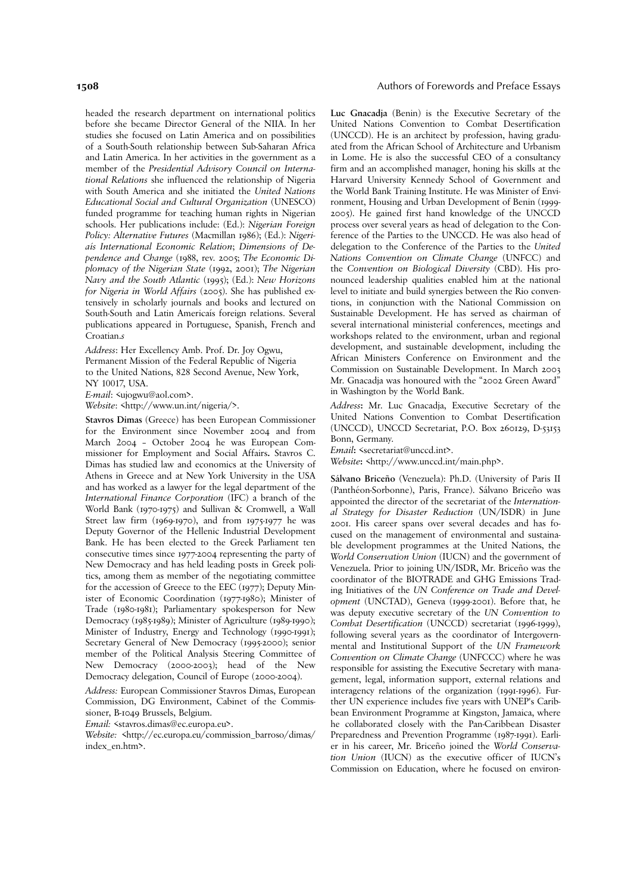headed the research department on international politics before she became Director General of the NIIA. In her studies she focused on Latin America and on possibilities of a South-South relationship between Sub-Saharan Africa and Latin America. In her activities in the government as a member of the *Presidential Advisory Council on International Relations* she influenced the relationship of Nigeria with South America and she initiated the *United Nations Educational Social and Cultural Organization* (UNESCO) funded programme for teaching human rights in Nigerian schools. Her publications include: (Ed.): *Nigerian Foreign Policy: Alternative Futures* (Macmillan 1986); (Ed.): *Nigeriaís International Economic Relation*; *Dimensions of Dependence and Change* (1988, rev. 2005; *The Economic Diplomacy of the Nigerian State* (1992, 2001); *The Nigerian Navy and the South Atlantic* (1995); (Ed.): *New Horizons for Nigeria in World Affairs* (2005). She has published extensively in scholarly journals and books and lectured on South-South and Latin Americaís foreign relations. Several publications appeared in Portuguese, Spanish, French and Croatian.*s*

*Address*: Her Excellency Amb. Prof. Dr. Joy Ogwu, Permanent Mission of the Federal Republic of Nigeria to the United Nations, 828 Second Avenue, New York, NY 10017, USA.
*E-mail*: <ujogwu@aol.com>.
*Website*: <http://www.un.int/nigeria/>.

**Stavros Dimas** (Greece) has been European Commissioner for the Environment since November 2004 and from March 2004 – October 2004 he was European Commissioner for Employment and Social Affairs**.** Stavros C. Dimas has studied law and economics at the University of Athens in Greece and at New York University in the USA and has worked as a lawyer for the legal department of the *International Finance Corporation* (IFC) a branch of the World Bank (1970-1975) and Sullivan & Cromwell, a Wall Street law firm (1969-1970), and from 1975-1977 he was Deputy Governor of the Hellenic Industrial Development Bank. He has been elected to the Greek Parliament ten consecutive times since 1977-2004 representing the party of New Democracy and has held leading posts in Greek politics, among them as member of the negotiating committee for the accession of Greece to the EEC (1977); Deputy Minister of Economic Coordination (1977-1980); Minister of Trade (1980-1981); Parliamentary spokesperson for New Democracy (1985-1989); Minister of Agriculture (1989-1990); Minister of Industry, Energy and Technology (1990-1991); Secretary General of New Democracy (1995-2000); senior member of the Political Analysis Steering Committee of New Democracy (2000-2003); head of the New Democracy delegation, Council of Europe (2000-2004).

*Address:* European Commissioner Stavros Dimas, European Commission, DG Environment, Cabinet of the Commissioner, B-1049 Brussels, Belgium.
*Email:* <stavros.dimas@ec.europa.eu>.
*Website:* <http://ec.europa.eu/commission_barroso/dimas/index_en.htm>.

**Luc Gnacadja** (Benin) is the Executive Secretary of the United Nations Convention to Combat Desertification (UNCCD). He is an architect by profession, having graduated from the African School of Architecture and Urbanism in Lome. He is also the successful CEO of a consultancy firm and an accomplished manager, honing his skills at the Harvard University Kennedy School of Government and the World Bank Training Institute. He was Minister of Environment, Housing and Urban Development of Benin (1999-2005). He gained first hand knowledge of the UNCCD process over several years as head of delegation to the Conference of the Parties to the UNCCD. He was also head of delegation to the Conference of the Parties to the *United Nations Convention on Climate Change* (UNFCC) and the *Convention on Biological Diversity* (CBD). His pronounced leadership qualities enabled him at the national level to initiate and build synergies between the Rio conventions, in conjunction with the National Commission on Sustainable Development. He has served as chairman of several international ministerial conferences, meetings and workshops related to the environment, urban and regional development, and sustainable development, including the African Ministers Conference on Environment and the Commission on Sustainable Development. In March 2003 Mr. Gnacadja was honoured with the "2002 Green Award" in Washington by the World Bank.

*Address***:** Mr. Luc Gnacadja, Executive Secretary of the United Nations Convention to Combat Desertification (UNCCD), UNCCD Secretariat, P.O. Box 260129, D-53153 Bonn, Germany.
*Email***:** <secretariat@unccd.int>.
*Website***:** <http://www.unccd.int/main.php>.

**Sálvano Briceño** (Venezuela): Ph.D. (University of Paris II (Panthéon-Sorbonne), Paris, France). Sálvano Briceño was appointed the director of the secretariat of the *International Strategy for Disaster Reduction* (UN/ISDR) in June 2001. His career spans over several decades and has focused on the management of environmental and sustainable development programmes at the United Nations, the *World Conservation Union* (IUCN) and the government of Venezuela. Prior to joining UN/ISDR, Mr. Briceño was the coordinator of the BIOTRADE and GHG Emissions Trading Initiatives of the *UN Conference on Trade and Development* (UNCTAD), Geneva (1999-2001). Before that, he was deputy executive secretary of the *UN Convention to Combat Desertification* (UNCCD) secretariat (1996-1999), following several years as the coordinator of Intergovernmental and Institutional Support of the *UN Framework Convention on Climate Change* (UNFCCC) where he was responsible for assisting the Executive Secretary with management, legal, information support, external relations and interagency relations of the organization (1991-1996). Further UN experience includes five years with UNEP's Caribbean Environment Programme at Kingston, Jamaica, where he collaborated closely with the Pan-Caribbean Disaster Preparedness and Prevention Programme (1987-1991). Earlier in his career, Mr. Briceño joined the *World Conservation Union* (IUCN) as the executive officer of IUCN's Commission on Education, where he focused on environ-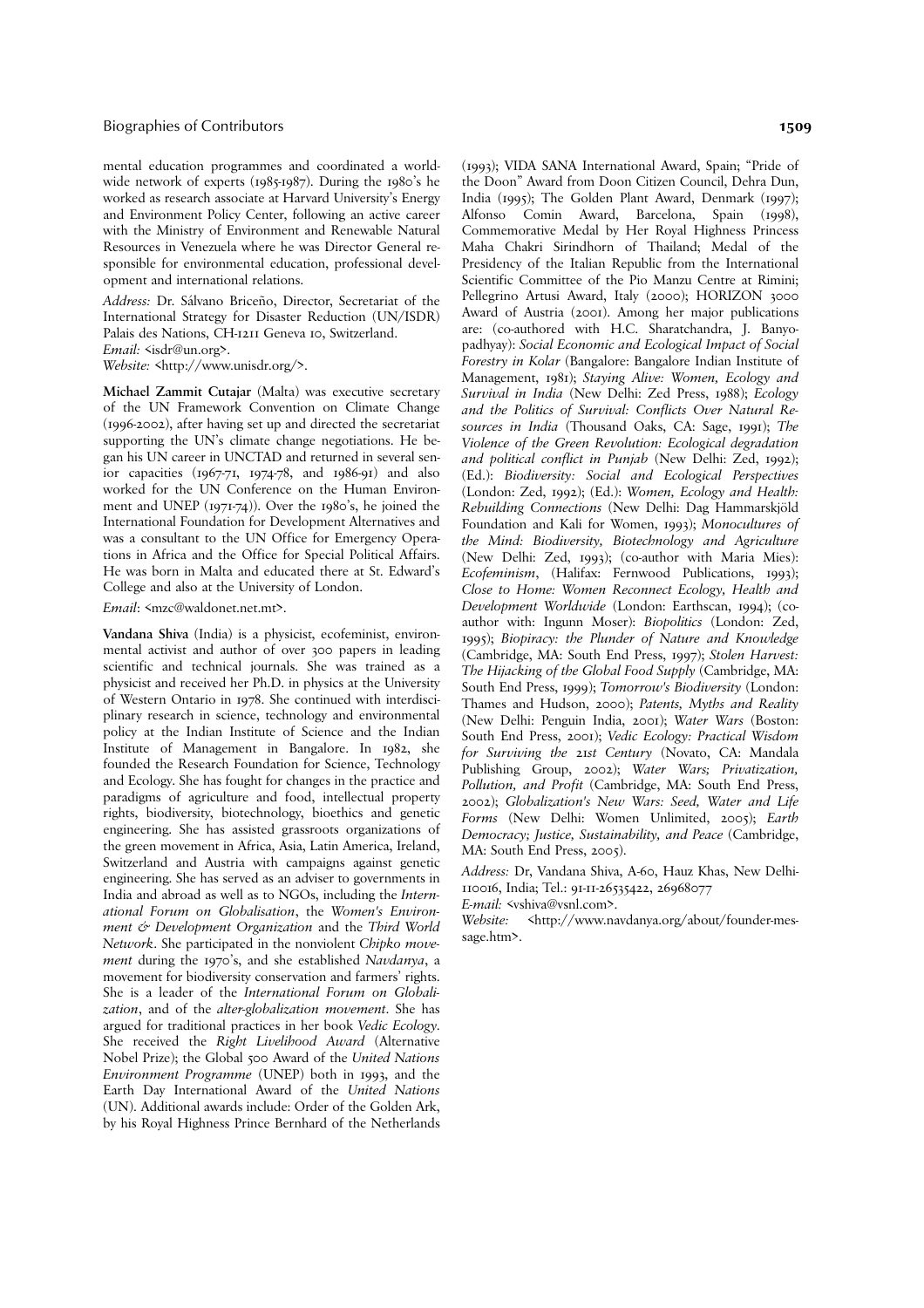mental education programmes and coordinated a worldwide network of experts (1985-1987). During the 1980's he worked as research associate at Harvard University's Energy and Environment Policy Center, following an active career with the Ministry of Environment and Renewable Natural Resources in Venezuela where he was Director General responsible for environmental education, professional development and international relations.

*Address:* Dr. Sálvano Briceño, Director, Secretariat of the International Strategy for Disaster Reduction (UN/ISDR) Palais des Nations, CH-1211 Geneva 10, Switzerland.
*Email:* <isdr@un.org>.
*Website:* <http://www.unisdr.org/>.

**Michael Zammit Cutajar** (Malta) was executive secretary of the UN Framework Convention on Climate Change (1996-2002), after having set up and directed the secretariat supporting the UN's climate change negotiations. He began his UN career in UNCTAD and returned in several senior capacities (1967-71, 1974-78, and 1986-91) and also worked for the UN Conference on the Human Environment and UNEP (1971-74)). Over the 1980's, he joined the International Foundation for Development Alternatives and was a consultant to the UN Office for Emergency Operations in Africa and the Office for Special Political Affairs. He was born in Malta and educated there at St. Edward's College and also at the University of London.

*Email*: <mzc@waldonet.net.mt>.

**Vandana Shiva** (India) is a physicist, ecofeminist, environmental activist and author of over 300 papers in leading scientific and technical journals. She was trained as a physicist and received her Ph.D. in physics at the University of Western Ontario in 1978. She continued with interdisciplinary research in science, technology and environmental policy at the Indian Institute of Science and the Indian Institute of Management in Bangalore. In 1982, she founded the Research Foundation for Science, Technology and Ecology. She has fought for changes in the practice and paradigms of agriculture and food, intellectual property rights, biodiversity, biotechnology, bioethics and genetic engineering. She has assisted grassroots organizations of the green movement in Africa, Asia, Latin America, Ireland, Switzerland and Austria with campaigns against genetic engineering. She has served as an adviser to governments in India and abroad as well as to NGOs, including the *International Forum on Globalisation*, the *Women's Environment & Development Organization* and the *Third World Network*. She participated in the nonviolent *Chipko movement* during the 1970's, and she established *Navdanya*, a movement for biodiversity conservation and farmers' rights. She is a leader of the *International Forum on Globalization*, and of the *alter-globalization movement*. She has argued for traditional practices in her book *Vedic Ecology*. She received the *Right Livelihood Award* (Alternative Nobel Prize); the Global 500 Award of the *United Nations Environment Programme* (UNEP) both in 1993, and the Earth Day International Award of the *United Nations* (UN). Additional awards include: Order of the Golden Ark, by his Royal Highness Prince Bernhard of the Netherlands (1993); VIDA SANA International Award, Spain; "Pride of the Doon" Award from Doon Citizen Council, Dehra Dun, India (1995); The Golden Plant Award, Denmark (1997); Alfonso Comin Award, Barcelona, Spain (1998), Commemorative Medal by Her Royal Highness Princess Maha Chakri Sirindhorn of Thailand; Medal of the Presidency of the Italian Republic from the International Scientific Committee of the Pio Manzu Centre at Rimini; Pellegrino Artusi Award, Italy (2000); HORIZON 3000 Award of Austria (2001). Among her major publications are: (co-authored with H.C. Sharatchandra, J. Banyopadhyay): *Social Economic and Ecological Impact of Social Forestry in Kolar* (Bangalore: Bangalore Indian Institute of Management, 1981); *Staying Alive: Women, Ecology and Survival in India* (New Delhi: Zed Press, 1988); *Ecology and the Politics of Survival: Conflicts Over Natural Resources in India* (Thousand Oaks, CA: Sage, 1991); *The Violence of the Green Revolution: Ecological degradation and political conflict in Punjab* (New Delhi: Zed, 1992); (Ed.): *Biodiversity: Social and Ecological Perspectives* (London: Zed, 1992); (Ed.): *Women, Ecology and Health: Rebuilding Connections* (New Delhi: Dag Hammarskjöld Foundation and Kali for Women, 1993); *Monocultures of the Mind: Biodiversity, Biotechnology and Agriculture* (New Delhi: Zed, 1993); (co-author with Maria Mies): *Ecofeminism*, (Halifax: Fernwood Publications, 1993); *Close to Home: Women Reconnect Ecology, Health and Development Worldwide* (London: Earthscan, 1994); (co-author with: Ingunn Moser): *Biopolitics* (London: Zed, 1995); *Biopiracy: the Plunder of Nature and Knowledge* (Cambridge, MA: South End Press, 1997); *Stolen Harvest: The Hijacking of the Global Food Supply* (Cambridge, MA: South End Press, 1999); *Tomorrow's Biodiversity* (London: Thames and Hudson, 2000); *Patents, Myths and Reality* (New Delhi: Penguin India, 2001); *Water Wars* (Boston: South End Press, 2001); *Vedic Ecology: Practical Wisdom for Surviving the 21st Century* (Novato, CA: Mandala Publishing Group, 2002); *Water Wars; Privatization, Pollution, and Profit* (Cambridge, MA: South End Press, 2002); *Globalization's New Wars: Seed, Water and Life Forms* (New Delhi: Women Unlimited, 2005); *Earth Democracy; Justice, Sustainability, and Peace* (Cambridge, MA: South End Press, 2005).

*Address:* Dr, Vandana Shiva, A-60, Hauz Khas, New Delhi-110016, India; Tel.: 91-11-26535422, 26968077
*E-mail:* <vshiva@vsnl.com>.
*Website:* <http://www.navdanya.org/about/founder-message.htm>.